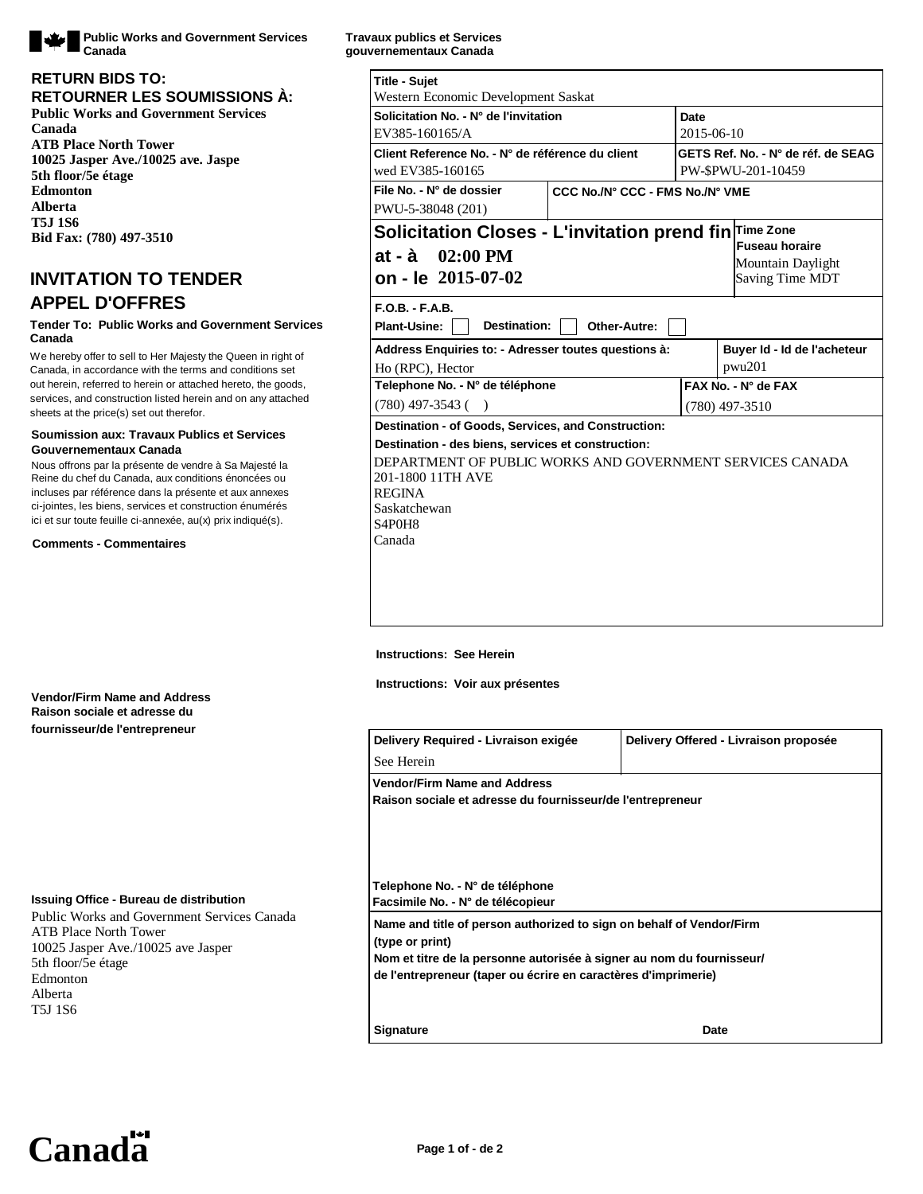Public Works and Government Services Canada / Travaux publics et Services gouvernementaux Canada

**RETURN BIDS TO:**
**RETOURNER LES SOUMISSIONS À:**
**Public Works and Government Services Canada**
**ATB Place North Tower**
**10025 Jasper Ave./10025 ave. Jaspe**
**5th floor/5e étage**
**Edmonton**
**Alberta**
**T5J 1S6**
**Bid Fax: (780) 497-3510**

# INVITATION TO TENDER
# APPEL D'OFFRES

**Tender To: Public Works and Government Services Canada**

We hereby offer to sell to Her Majesty the Queen in right of Canada, in accordance with the terms and conditions set out herein, referred to herein or attached hereto, the goods, services, and construction listed herein and on any attached sheets at the price(s) set out therefor.

**Soumission aux: Travaux Publics et Services Gouvernementaux Canada**

Nous offrons par la présente de vendre à Sa Majesté la Reine du chef du Canada, aux conditions énoncées ou incluses par référence dans la présente et aux annexes ci-jointes, les biens, services et construction énumérés ici et sur toute feuille ci-annexée, au(x) prix indiqué(s).

**Comments - Commentaires**

**Vendor/Firm Name and Address**
**Raison sociale et adresse du fournisseur/de l'entrepreneur**

**Issuing Office - Bureau de distribution**

Public Works and Government Services Canada
ATB Place North Tower
10025 Jasper Ave./10025 ave Jasper
5th floor/5e étage
Edmonton
Alberta
T5J 1S6

| **Title - Sujet** | | |
|---|---|---|
| Western Economic Development Saskat | | |
| **Solicitation No. - N° de l'invitation** | | **Date** |
| EV385-160165/A | | 2015-06-10 |
| **Client Reference No. - N° de référence du client** | | **GETS Ref. No. - N° de réf. de SEAG** |
| wed EV385-160165 | | PW-$PWU-201-10459 |
| **File No. - N° de dossier** | **CCC No./N° CCC - FMS No./N° VME** | |
| PWU-5-38048 (201) | | |

**Solicitation Closes - L'invitation prend fin**
**at - à** 02:00 PM
**on - le** 2015-07-02

**Time Zone / Fuseau horaire:** Mountain Daylight Saving Time MDT

**F.O.B. - F.A.B.**
**Plant-Usine:** ☐ **Destination:** ☐ **Other-Autre:** ☐

| **Address Enquiries to: - Adresser toutes questions à:** | **Buyer Id - Id de l'acheteur** |
|---|---|
| Ho (RPC), Hector | pwu201 |
| **Telephone No. - N° de téléphone** | **FAX No. - N° de FAX** |
| (780) 497-3543 ( ) | (780) 497-3510 |

**Destination - of Goods, Services, and Construction:**
**Destination - des biens, services et construction:**

DEPARTMENT OF PUBLIC WORKS AND GOVERNMENT SERVICES CANADA
201-1800 11TH AVE
REGINA
Saskatchewan
S4P0H8
Canada

**Instructions: See Herein**

**Instructions: Voir aux présentes**

| **Delivery Required - Livraison exigée** | **Delivery Offered - Livraison proposée** |
|---|---|
| See Herein | |

**Vendor/Firm Name and Address**
**Raison sociale et adresse du fournisseur/de l'entrepreneur**

**Telephone No. - N° de téléphone**
**Facsimile No. - N° de télécopieur**

**Name and title of person authorized to sign on behalf of Vendor/Firm (type or print)**
**Nom et titre de la personne autorisée à signer au nom du fournisseur/ de l'entrepreneur (taper ou écrire en caractères d'imprimerie)**

**Signature** **Date**

Canada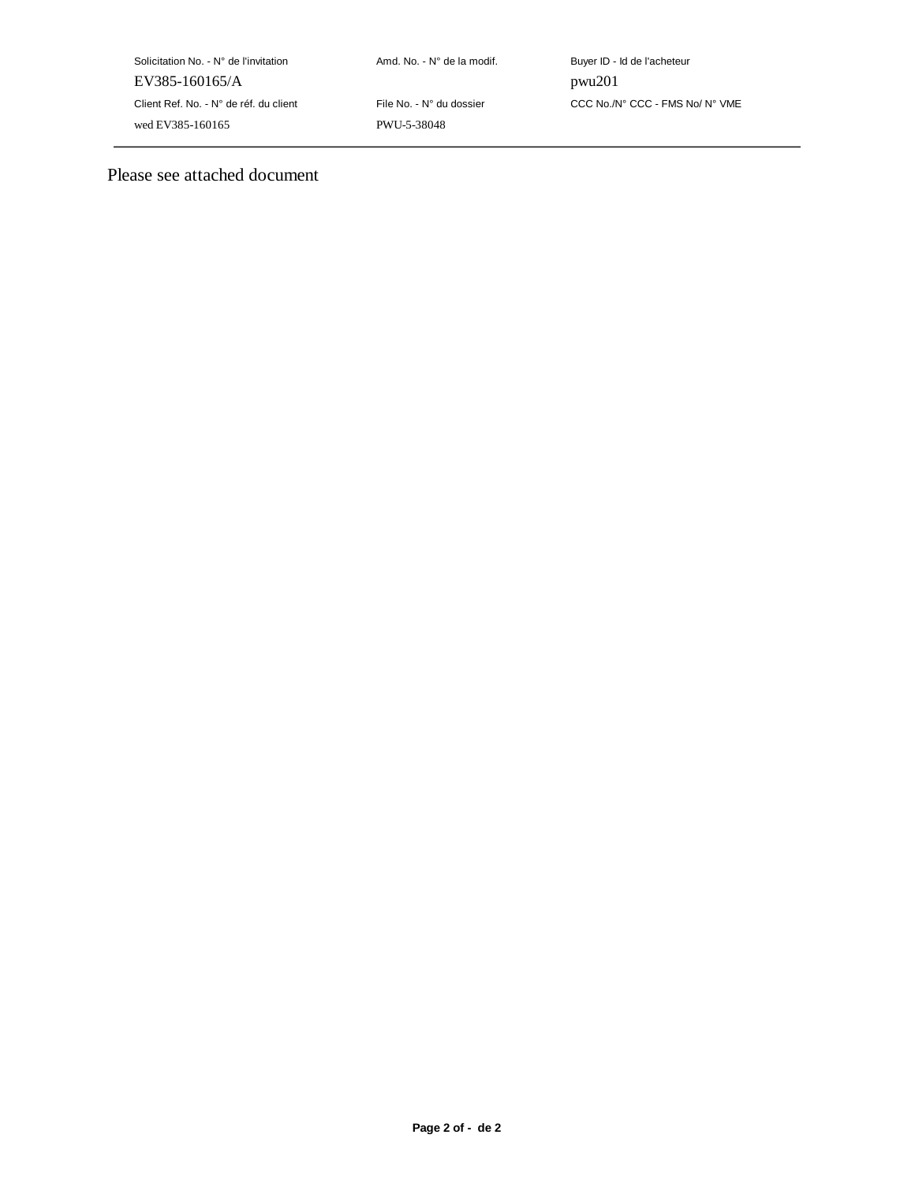| Solicitation No. - N° de l'invitation | Amd. No. - N° de la modif. | Buyer ID - Id de l'acheteur |
| --- | --- | --- |
| EV385-160165/A | | pwu201 |
| Client Ref. No. - N° de réf. du client | File No. - N° du dossier | CCC No./N° CCC - FMS No/ N° VME |
| wed EV385-160165 | PWU-5-38048 | |

Please see attached document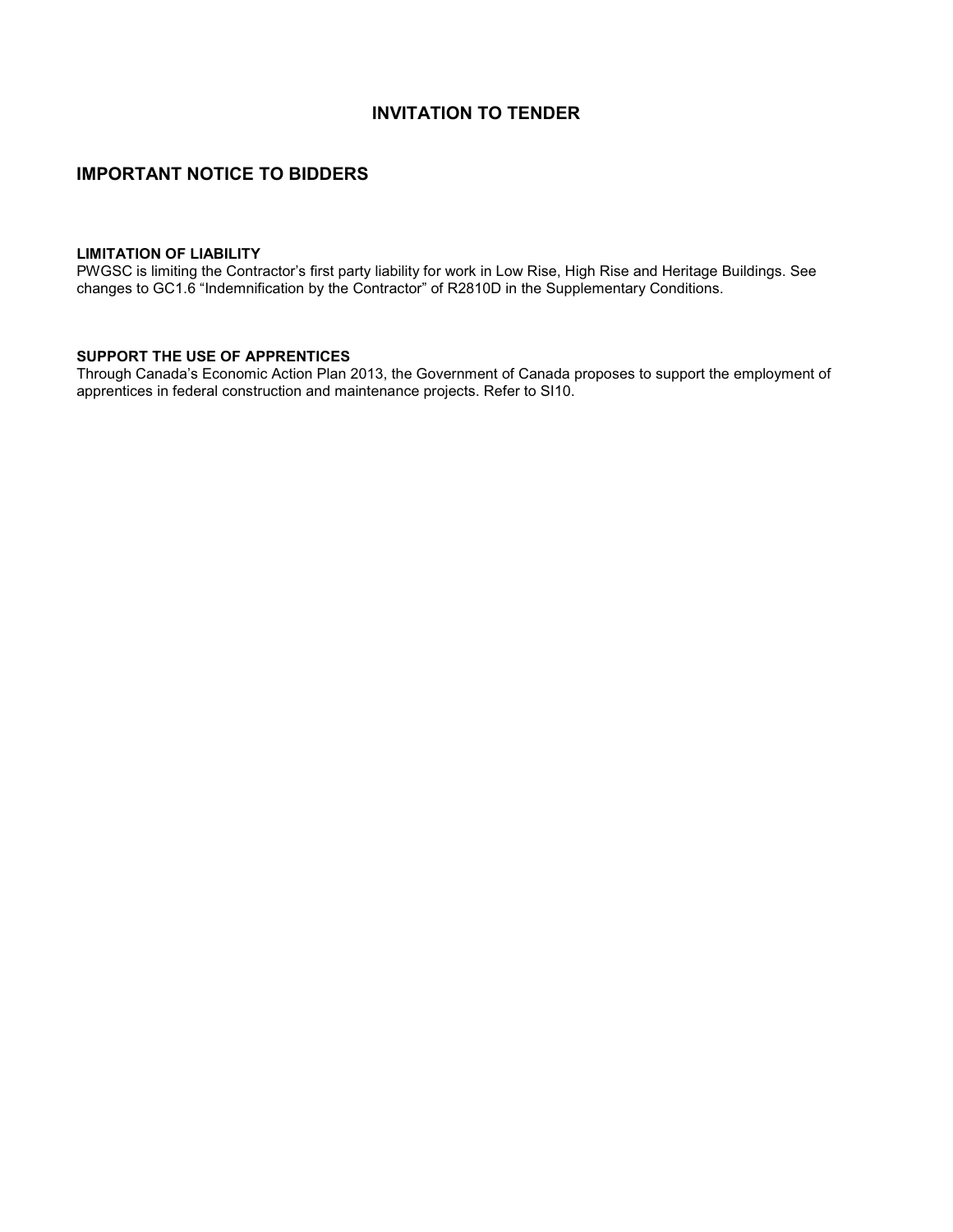# INVITATION TO TENDER

## IMPORTANT NOTICE TO BIDDERS

**LIMITATION OF LIABILITY**
PWGSC is limiting the Contractor's first party liability for work in Low Rise, High Rise and Heritage Buildings. See changes to GC1.6 "Indemnification by the Contractor" of R2810D in the Supplementary Conditions.

**SUPPORT THE USE OF APPRENTICES**
Through Canada's Economic Action Plan 2013, the Government of Canada proposes to support the employment of apprentices in federal construction and maintenance projects. Refer to SI10.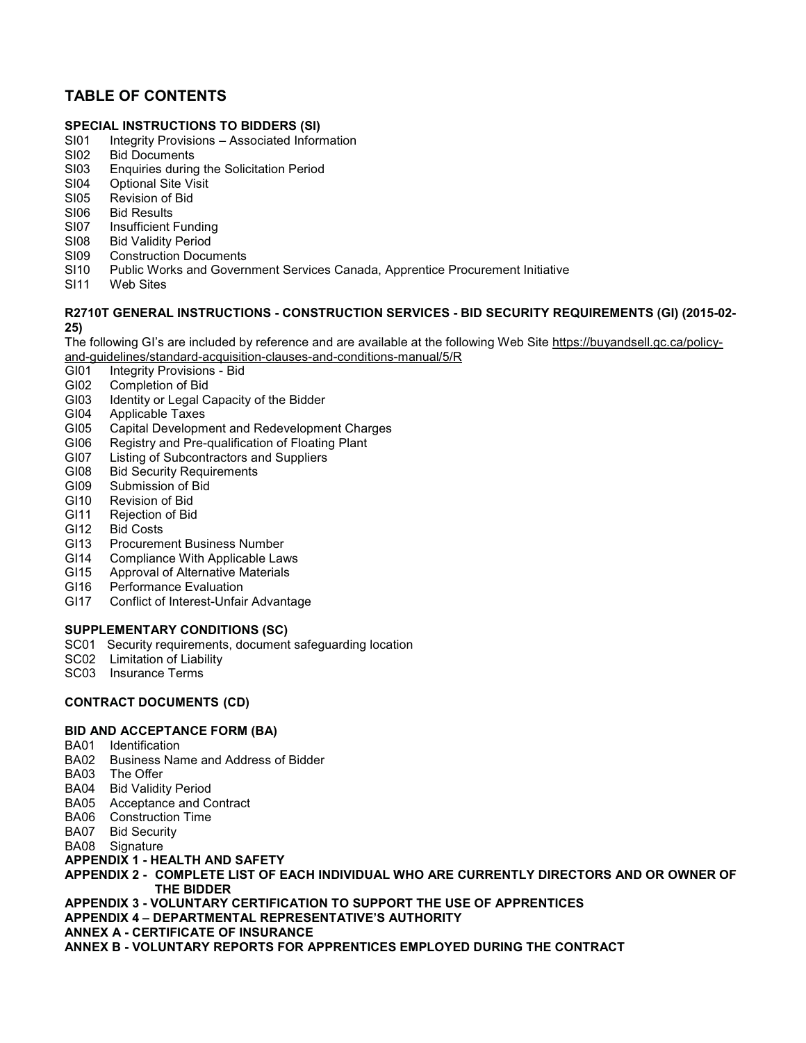# TABLE OF CONTENTS

**SPECIAL INSTRUCTIONS TO BIDDERS (SI)**

SI01 Integrity Provisions – Associated Information
SI02 Bid Documents
SI03 Enquiries during the Solicitation Period
SI04 Optional Site Visit
SI05 Revision of Bid
SI06 Bid Results
SI07 Insufficient Funding
SI08 Bid Validity Period
SI09 Construction Documents
SI10 Public Works and Government Services Canada, Apprentice Procurement Initiative
SI11 Web Sites

**R2710T GENERAL INSTRUCTIONS - CONSTRUCTION SERVICES - BID SECURITY REQUIREMENTS (GI) (2015-02-25)**

The following GI's are included by reference and are available at the following Web Site https://buyandsell.gc.ca/policy-and-guidelines/standard-acquisition-clauses-and-conditions-manual/5/R

GI01 Integrity Provisions - Bid
GI02 Completion of Bid
GI03 Identity or Legal Capacity of the Bidder
GI04 Applicable Taxes
GI05 Capital Development and Redevelopment Charges
GI06 Registry and Pre-qualification of Floating Plant
GI07 Listing of Subcontractors and Suppliers
GI08 Bid Security Requirements
GI09 Submission of Bid
GI10 Revision of Bid
GI11 Rejection of Bid
GI12 Bid Costs
GI13 Procurement Business Number
GI14 Compliance With Applicable Laws
GI15 Approval of Alternative Materials
GI16 Performance Evaluation
GI17 Conflict of Interest-Unfair Advantage

**SUPPLEMENTARY CONDITIONS (SC)**

SC01 Security requirements, document safeguarding location
SC02 Limitation of Liability
SC03 Insurance Terms

**CONTRACT DOCUMENTS (CD)**

**BID AND ACCEPTANCE FORM (BA)**

BA01 Identification
BA02 Business Name and Address of Bidder
BA03 The Offer
BA04 Bid Validity Period
BA05 Acceptance and Contract
BA06 Construction Time
BA07 Bid Security
BA08 Signature

**APPENDIX 1 - HEALTH AND SAFETY**

**APPENDIX 2 - COMPLETE LIST OF EACH INDIVIDUAL WHO ARE CURRENTLY DIRECTORS AND OR OWNER OF THE BIDDER**

**APPENDIX 3 - VOLUNTARY CERTIFICATION TO SUPPORT THE USE OF APPRENTICES**

**APPENDIX 4 – DEPARTMENTAL REPRESENTATIVE'S AUTHORITY**

**ANNEX A - CERTIFICATE OF INSURANCE**

**ANNEX B - VOLUNTARY REPORTS FOR APPRENTICES EMPLOYED DURING THE CONTRACT**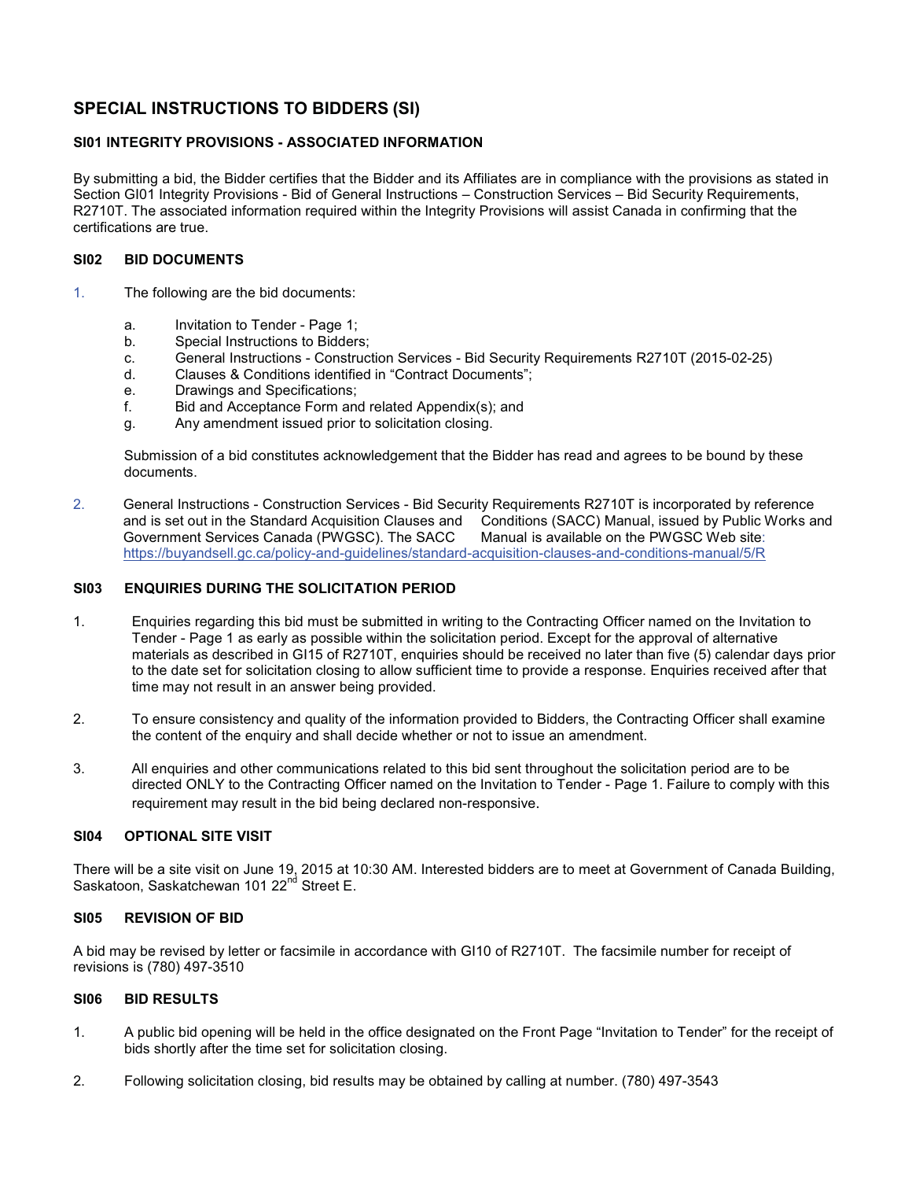## SPECIAL INSTRUCTIONS TO BIDDERS (SI)

### SI01 INTEGRITY PROVISIONS - ASSOCIATED INFORMATION

By submitting a bid, the Bidder certifies that the Bidder and its Affiliates are in compliance with the provisions as stated in Section GI01 Integrity Provisions - Bid of General Instructions – Construction Services – Bid Security Requirements, R2710T. The associated information required within the Integrity Provisions will assist Canada in confirming that the certifications are true.

### SI02 BID DOCUMENTS

1. The following are the bid documents:

   a. Invitation to Tender - Page 1;
   b. Special Instructions to Bidders;
   c. General Instructions - Construction Services - Bid Security Requirements R2710T (2015-02-25)
   d. Clauses & Conditions identified in “Contract Documents”;
   e. Drawings and Specifications;
   f. Bid and Acceptance Form and related Appendix(s); and
   g. Any amendment issued prior to solicitation closing.

   Submission of a bid constitutes acknowledgement that the Bidder has read and agrees to be bound by these documents.

2. General Instructions - Construction Services - Bid Security Requirements R2710T is incorporated by reference and is set out in the Standard Acquisition Clauses and Conditions (SACC) Manual, issued by Public Works and Government Services Canada (PWGSC). The SACC Manual is available on the PWGSC Web site: https://buyandsell.gc.ca/policy-and-guidelines/standard-acquisition-clauses-and-conditions-manual/5/R

### SI03 ENQUIRIES DURING THE SOLICITATION PERIOD

1. Enquiries regarding this bid must be submitted in writing to the Contracting Officer named on the Invitation to Tender - Page 1 as early as possible within the solicitation period. Except for the approval of alternative materials as described in GI15 of R2710T, enquiries should be received no later than five (5) calendar days prior to the date set for solicitation closing to allow sufficient time to provide a response. Enquiries received after that time may not result in an answer being provided.

2. To ensure consistency and quality of the information provided to Bidders, the Contracting Officer shall examine the content of the enquiry and shall decide whether or not to issue an amendment.

3. All enquiries and other communications related to this bid sent throughout the solicitation period are to be directed ONLY to the Contracting Officer named on the Invitation to Tender - Page 1. Failure to comply with this requirement may result in the bid being declared non-responsive.

### SI04 OPTIONAL SITE VISIT

There will be a site visit on June 19, 2015 at 10:30 AM. Interested bidders are to meet at Government of Canada Building, Saskatoon, Saskatchewan 101 22nd Street E.

### SI05 REVISION OF BID

A bid may be revised by letter or facsimile in accordance with GI10 of R2710T. The facsimile number for receipt of revisions is (780) 497-3510

### SI06 BID RESULTS

1. A public bid opening will be held in the office designated on the Front Page “Invitation to Tender” for the receipt of bids shortly after the time set for solicitation closing.

2. Following solicitation closing, bid results may be obtained by calling at number. (780) 497-3543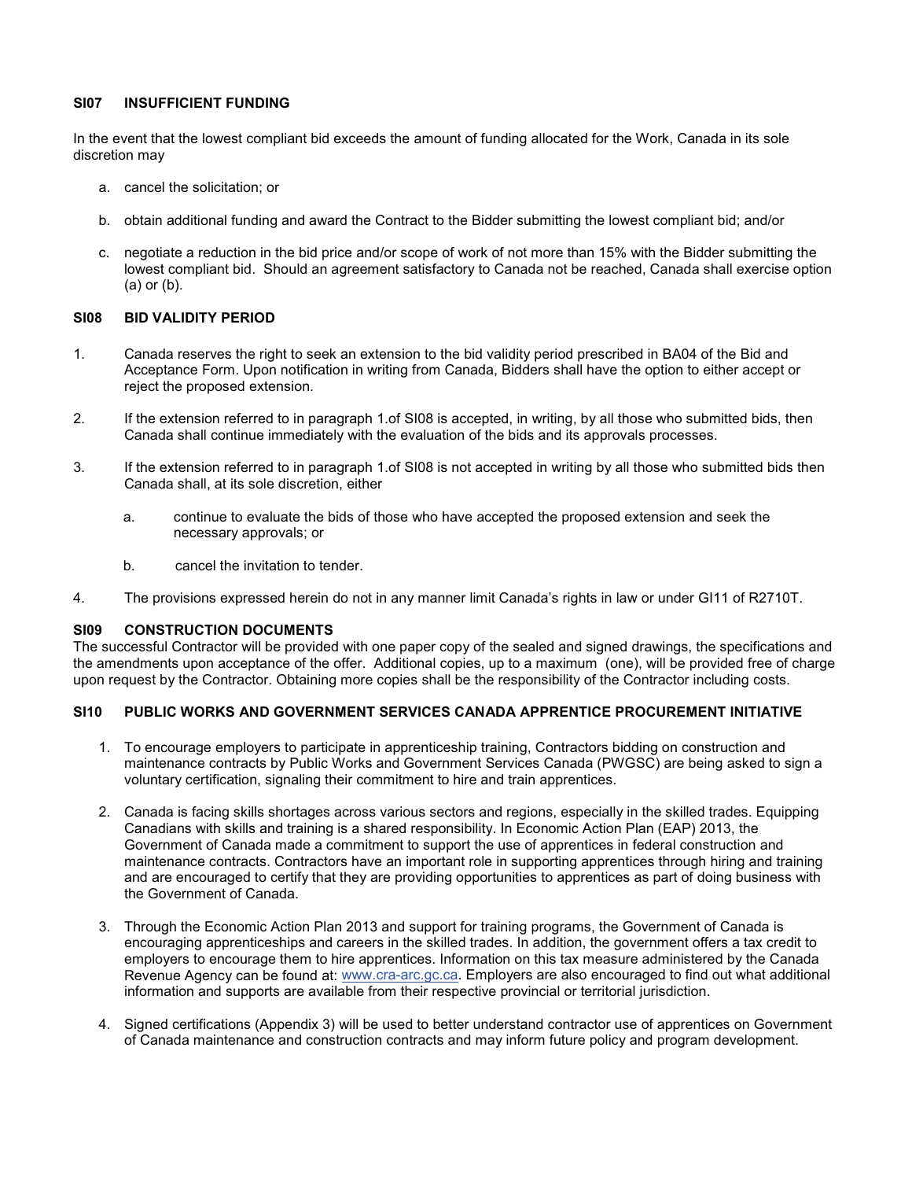### SI07 INSUFFICIENT FUNDING

In the event that the lowest compliant bid exceeds the amount of funding allocated for the Work, Canada in its sole discretion may

a. cancel the solicitation; or

b. obtain additional funding and award the Contract to the Bidder submitting the lowest compliant bid; and/or

c. negotiate a reduction in the bid price and/or scope of work of not more than 15% with the Bidder submitting the lowest compliant bid. Should an agreement satisfactory to Canada not be reached, Canada shall exercise option (a) or (b).

### SI08 BID VALIDITY PERIOD

1. Canada reserves the right to seek an extension to the bid validity period prescribed in BA04 of the Bid and Acceptance Form. Upon notification in writing from Canada, Bidders shall have the option to either accept or reject the proposed extension.

2. If the extension referred to in paragraph 1.of SI08 is accepted, in writing, by all those who submitted bids, then Canada shall continue immediately with the evaluation of the bids and its approvals processes.

3. If the extension referred to in paragraph 1.of SI08 is not accepted in writing by all those who submitted bids then Canada shall, at its sole discretion, either

   a. continue to evaluate the bids of those who have accepted the proposed extension and seek the necessary approvals; or

   b. cancel the invitation to tender.

4. The provisions expressed herein do not in any manner limit Canada's rights in law or under GI11 of R2710T.

### SI09 CONSTRUCTION DOCUMENTS

The successful Contractor will be provided with one paper copy of the sealed and signed drawings, the specifications and the amendments upon acceptance of the offer. Additional copies, up to a maximum (one), will be provided free of charge upon request by the Contractor. Obtaining more copies shall be the responsibility of the Contractor including costs.

### SI10 PUBLIC WORKS AND GOVERNMENT SERVICES CANADA APPRENTICE PROCUREMENT INITIATIVE

1. To encourage employers to participate in apprenticeship training, Contractors bidding on construction and maintenance contracts by Public Works and Government Services Canada (PWGSC) are being asked to sign a voluntary certification, signaling their commitment to hire and train apprentices.

2. Canada is facing skills shortages across various sectors and regions, especially in the skilled trades. Equipping Canadians with skills and training is a shared responsibility. In Economic Action Plan (EAP) 2013, the Government of Canada made a commitment to support the use of apprentices in federal construction and maintenance contracts. Contractors have an important role in supporting apprentices through hiring and training and are encouraged to certify that they are providing opportunities to apprentices as part of doing business with the Government of Canada.

3. Through the Economic Action Plan 2013 and support for training programs, the Government of Canada is encouraging apprenticeships and careers in the skilled trades. In addition, the government offers a tax credit to employers to encourage them to hire apprentices. Information on this tax measure administered by the Canada Revenue Agency can be found at: www.cra-arc.gc.ca. Employers are also encouraged to find out what additional information and supports are available from their respective provincial or territorial jurisdiction.

4. Signed certifications (Appendix 3) will be used to better understand contractor use of apprentices on Government of Canada maintenance and construction contracts and may inform future policy and program development.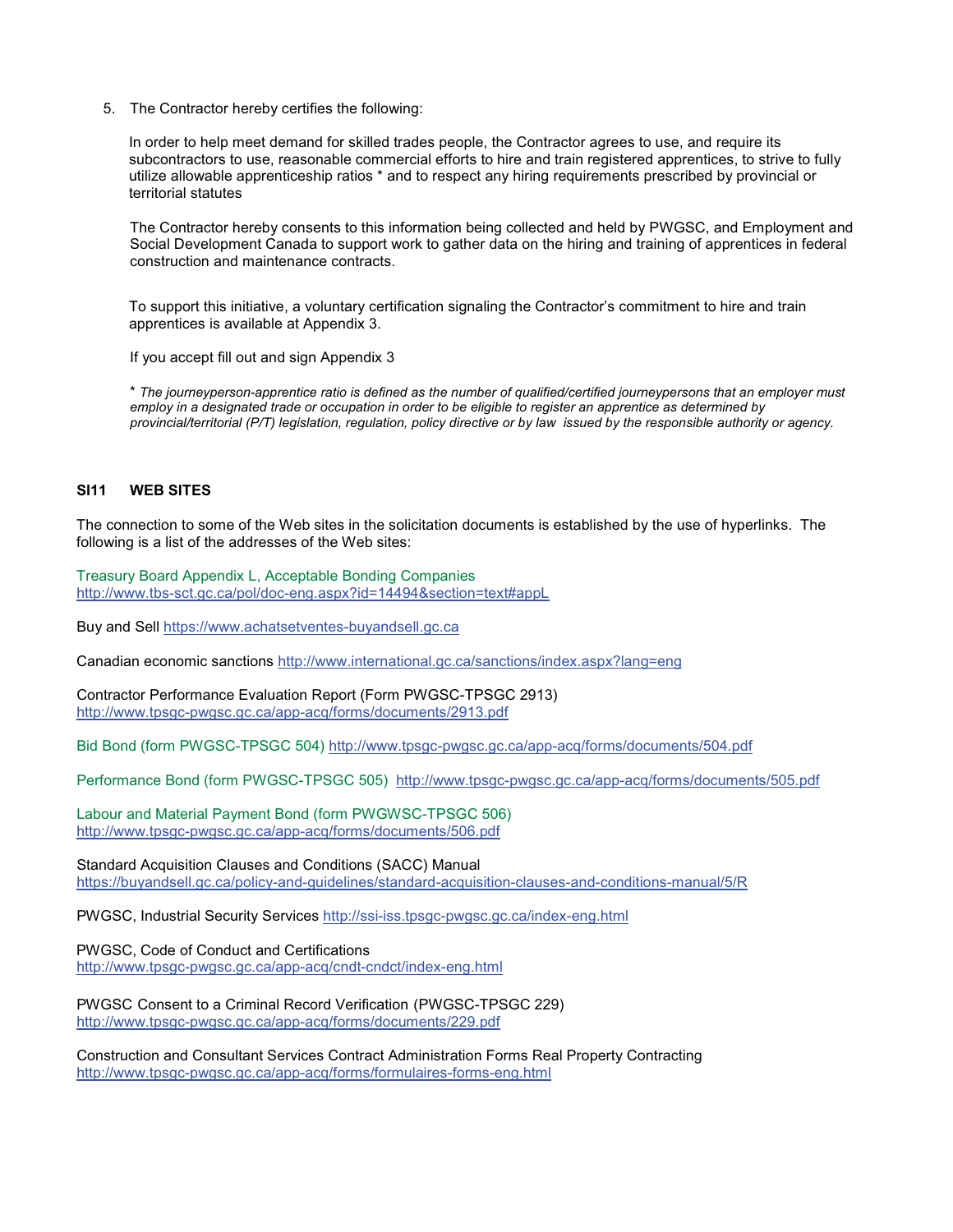5. The Contractor hereby certifies the following:

   In order to help meet demand for skilled trades people, the Contractor agrees to use, and require its subcontractors to use, reasonable commercial efforts to hire and train registered apprentices, to strive to fully utilize allowable apprenticeship ratios * and to respect any hiring requirements prescribed by provincial or territorial statutes

   The Contractor hereby consents to this information being collected and held by PWGSC, and Employment and Social Development Canada to support work to gather data on the hiring and training of apprentices in federal construction and maintenance contracts.

   To support this initiative, a voluntary certification signaling the Contractor's commitment to hire and train apprentices is available at Appendix 3.

   If you accept fill out and sign Appendix 3

   * *The journeyperson-apprentice ratio is defined as the number of qualified/certified journeypersons that an employer must employ in a designated trade or occupation in order to be eligible to register an apprentice as determined by provincial/territorial (P/T) legislation, regulation, policy directive or by law issued by the responsible authority or agency.*

## SI11 WEB SITES

The connection to some of the Web sites in the solicitation documents is established by the use of hyperlinks. The following is a list of the addresses of the Web sites:

Treasury Board Appendix L, Acceptable Bonding Companies
http://www.tbs-sct.gc.ca/pol/doc-eng.aspx?id=14494&section=text#appL

Buy and Sell https://www.achatsetventes-buyandsell.gc.ca

Canadian economic sanctions http://www.international.gc.ca/sanctions/index.aspx?lang=eng

Contractor Performance Evaluation Report (Form PWGSC-TPSGC 2913)
http://www.tpsgc-pwgsc.gc.ca/app-acq/forms/documents/2913.pdf

Bid Bond (form PWGSC-TPSGC 504) http://www.tpsgc-pwgsc.gc.ca/app-acq/forms/documents/504.pdf

Performance Bond (form PWGSC-TPSGC 505) http://www.tpsgc-pwgsc.gc.ca/app-acq/forms/documents/505.pdf

Labour and Material Payment Bond (form PWGWSC-TPSGC 506)
http://www.tpsgc-pwgsc.gc.ca/app-acq/forms/documents/506.pdf

Standard Acquisition Clauses and Conditions (SACC) Manual
https://buyandsell.gc.ca/policy-and-guidelines/standard-acquisition-clauses-and-conditions-manual/5/R

PWGSC, Industrial Security Services http://ssi-iss.tpsgc-pwgsc.gc.ca/index-eng.html

PWGSC, Code of Conduct and Certifications
http://www.tpsgc-pwgsc.gc.ca/app-acq/cndt-cndct/index-eng.html

PWGSC Consent to a Criminal Record Verification (PWGSC-TPSGC 229)
http://www.tpsgc-pwgsc.gc.ca/app-acq/forms/documents/229.pdf

Construction and Consultant Services Contract Administration Forms Real Property Contracting
http://www.tpsgc-pwgsc.gc.ca/app-acq/forms/formulaires-forms-eng.html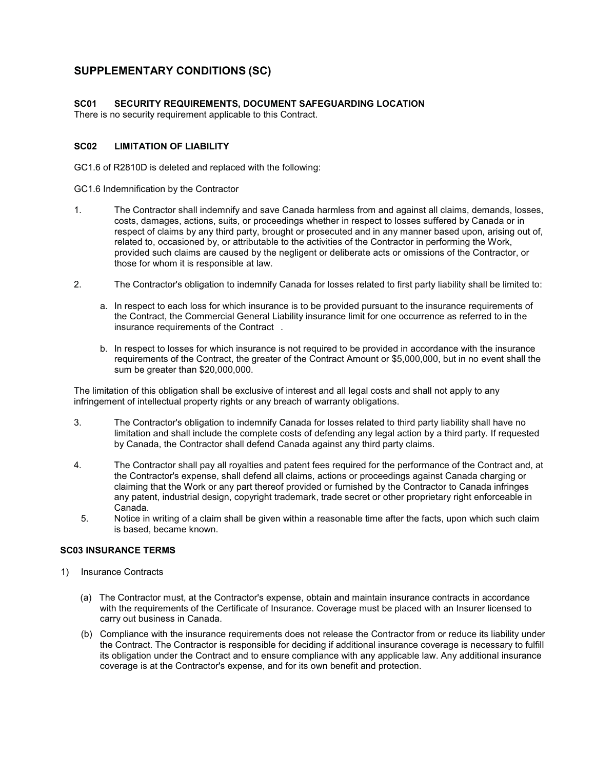## SUPPLEMENTARY CONDITIONS (SC)

### SC01 SECURITY REQUIREMENTS, DOCUMENT SAFEGUARDING LOCATION

There is no security requirement applicable to this Contract.

### SC02 LIMITATION OF LIABILITY

GC1.6 of R2810D is deleted and replaced with the following:

GC1.6 Indemnification by the Contractor

1. The Contractor shall indemnify and save Canada harmless from and against all claims, demands, losses, costs, damages, actions, suits, or proceedings whether in respect to losses suffered by Canada or in respect of claims by any third party, brought or prosecuted and in any manner based upon, arising out of, related to, occasioned by, or attributable to the activities of the Contractor in performing the Work, provided such claims are caused by the negligent or deliberate acts or omissions of the Contractor, or those for whom it is responsible at law.

2. The Contractor's obligation to indemnify Canada for losses related to first party liability shall be limited to:

   a. In respect to each loss for which insurance is to be provided pursuant to the insurance requirements of the Contract, the Commercial General Liability insurance limit for one occurrence as referred to in the insurance requirements of the Contract .

   b. In respect to losses for which insurance is not required to be provided in accordance with the insurance requirements of the Contract, the greater of the Contract Amount or $5,000,000, but in no event shall the sum be greater than $20,000,000.

The limitation of this obligation shall be exclusive of interest and all legal costs and shall not apply to any infringement of intellectual property rights or any breach of warranty obligations.

3. The Contractor's obligation to indemnify Canada for losses related to third party liability shall have no limitation and shall include the complete costs of defending any legal action by a third party. If requested by Canada, the Contractor shall defend Canada against any third party claims.

4. The Contractor shall pay all royalties and patent fees required for the performance of the Contract and, at the Contractor's expense, shall defend all claims, actions or proceedings against Canada charging or claiming that the Work or any part thereof provided or furnished by the Contractor to Canada infringes any patent, industrial design, copyright trademark, trade secret or other proprietary right enforceable in Canada.

5. Notice in writing of a claim shall be given within a reasonable time after the facts, upon which such claim is based, became known.

### SC03 INSURANCE TERMS

1) Insurance Contracts

   (a) The Contractor must, at the Contractor's expense, obtain and maintain insurance contracts in accordance with the requirements of the Certificate of Insurance. Coverage must be placed with an Insurer licensed to carry out business in Canada.

   (b) Compliance with the insurance requirements does not release the Contractor from or reduce its liability under the Contract. The Contractor is responsible for deciding if additional insurance coverage is necessary to fulfill its obligation under the Contract and to ensure compliance with any applicable law. Any additional insurance coverage is at the Contractor's expense, and for its own benefit and protection.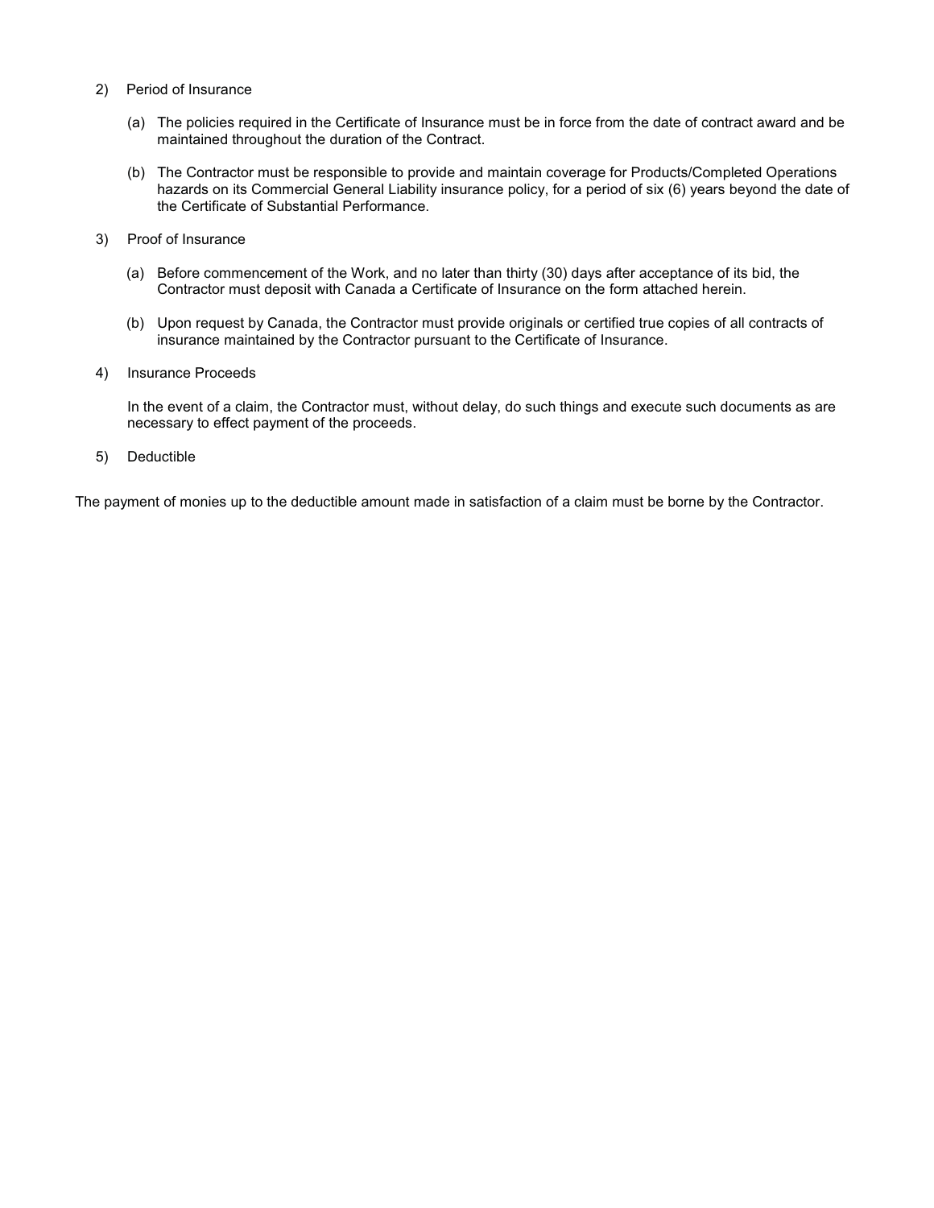2) Period of Insurance

   (a) The policies required in the Certificate of Insurance must be in force from the date of contract award and be maintained throughout the duration of the Contract.

   (b) The Contractor must be responsible to provide and maintain coverage for Products/Completed Operations hazards on its Commercial General Liability insurance policy, for a period of six (6) years beyond the date of the Certificate of Substantial Performance.

3) Proof of Insurance

   (a) Before commencement of the Work, and no later than thirty (30) days after acceptance of its bid, the Contractor must deposit with Canada a Certificate of Insurance on the form attached herein.

   (b) Upon request by Canada, the Contractor must provide originals or certified true copies of all contracts of insurance maintained by the Contractor pursuant to the Certificate of Insurance.

4) Insurance Proceeds

   In the event of a claim, the Contractor must, without delay, do such things and execute such documents as are necessary to effect payment of the proceeds.

5) Deductible

The payment of monies up to the deductible amount made in satisfaction of a claim must be borne by the Contractor.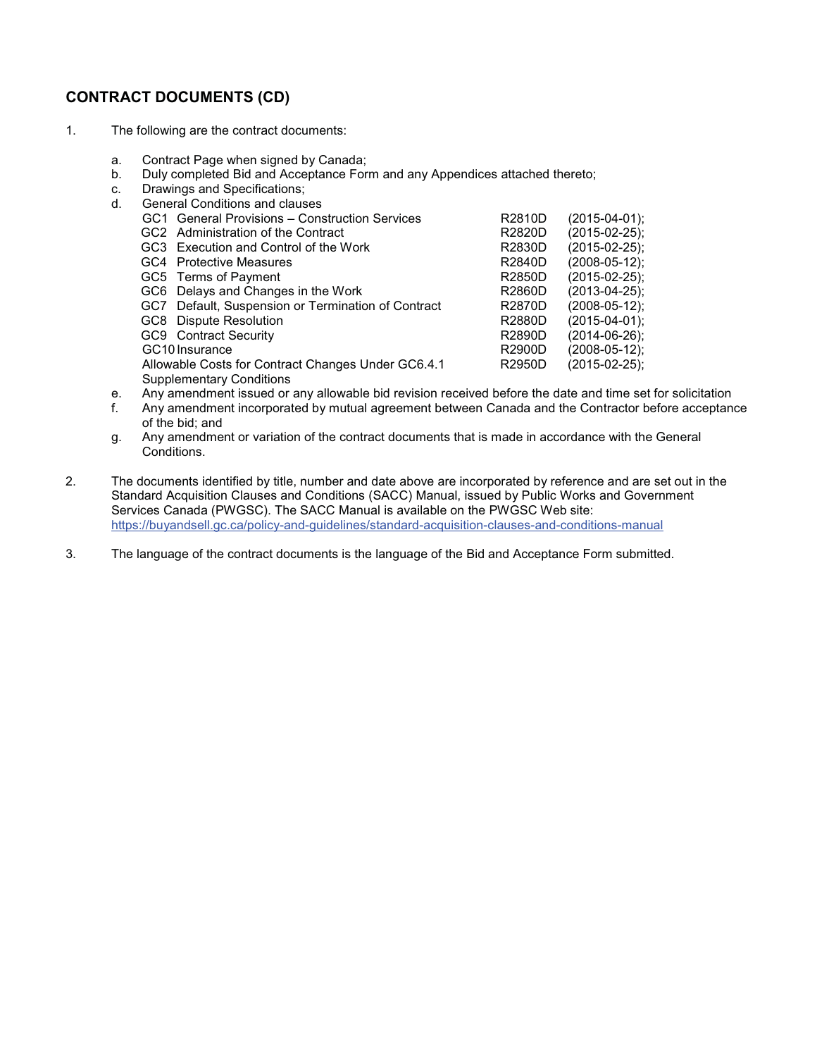## CONTRACT DOCUMENTS (CD)

1. The following are the contract documents:

   a. Contract Page when signed by Canada;
   b. Duly completed Bid and Acceptance Form and any Appendices attached thereto;
   c. Drawings and Specifications;
   d. General Conditions and clauses

| | | |
|---|---|---|
| GC1 General Provisions – Construction Services | R2810D | (2015-04-01); |
| GC2 Administration of the Contract | R2820D | (2015-02-25); |
| GC3 Execution and Control of the Work | R2830D | (2015-02-25); |
| GC4 Protective Measures | R2840D | (2008-05-12); |
| GC5 Terms of Payment | R2850D | (2015-02-25); |
| GC6 Delays and Changes in the Work | R2860D | (2013-04-25); |
| GC7 Default, Suspension or Termination of Contract | R2870D | (2008-05-12); |
| GC8 Dispute Resolution | R2880D | (2015-04-01); |
| GC9 Contract Security | R2890D | (2014-06-26); |
| GC10 Insurance | R2900D | (2008-05-12); |
| Allowable Costs for Contract Changes Under GC6.4.1 | R2950D | (2015-02-25); |
| Supplementary Conditions | | |

   e. Any amendment issued or any allowable bid revision received before the date and time set for solicitation
   f. Any amendment incorporated by mutual agreement between Canada and the Contractor before acceptance of the bid; and
   g. Any amendment or variation of the contract documents that is made in accordance with the General Conditions.

2. The documents identified by title, number and date above are incorporated by reference and are set out in the Standard Acquisition Clauses and Conditions (SACC) Manual, issued by Public Works and Government Services Canada (PWGSC). The SACC Manual is available on the PWGSC Web site: https://buyandsell.gc.ca/policy-and-guidelines/standard-acquisition-clauses-and-conditions-manual

3. The language of the contract documents is the language of the Bid and Acceptance Form submitted.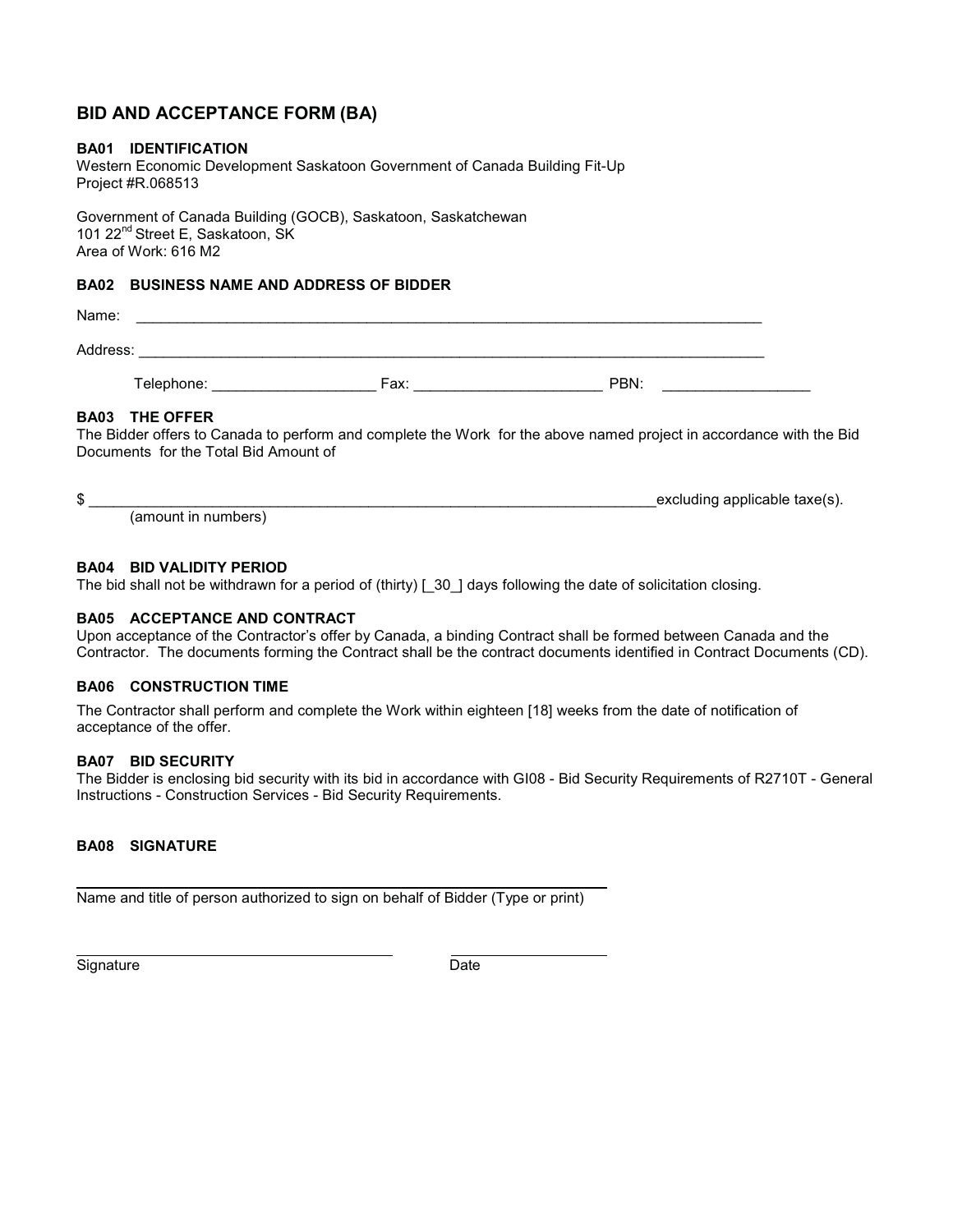# BID AND ACCEPTANCE FORM (BA)

### BA01 IDENTIFICATION

Western Economic Development Saskatoon Government of Canada Building Fit-Up
Project #R.068513

Government of Canada Building (GOCB), Saskatoon, Saskatchewan
101 22nd Street E, Saskatoon, SK
Area of Work: 616 M2

### BA02 BUSINESS NAME AND ADDRESS OF BIDDER

Name: ___________________________________________________________________________

Address: _________________________________________________________________________

Telephone: ____________________ Fax: _______________________ PBN: __________________

### BA03 THE OFFER

The Bidder offers to Canada to perform and complete the Work for the above named project in accordance with the Bid Documents for the Total Bid Amount of

$ ______________________________________________________________________excluding applicable taxe(s).
(amount in numbers)

### BA04 BID VALIDITY PERIOD

The bid shall not be withdrawn for a period of (thirty) [_30_] days following the date of solicitation closing.

### BA05 ACCEPTANCE AND CONTRACT

Upon acceptance of the Contractor's offer by Canada, a binding Contract shall be formed between Canada and the Contractor. The documents forming the Contract shall be the contract documents identified in Contract Documents (CD).

### BA06 CONSTRUCTION TIME

The Contractor shall perform and complete the Work within eighteen [18] weeks from the date of notification of acceptance of the offer.

### BA07 BID SECURITY

The Bidder is enclosing bid security with its bid in accordance with GI08 - Bid Security Requirements of R2710T - General Instructions - Construction Services - Bid Security Requirements.

### BA08 SIGNATURE

___________________________________________________________
Name and title of person authorized to sign on behalf of Bidder (Type or print)

_______________________________________ ____________________
Signature Date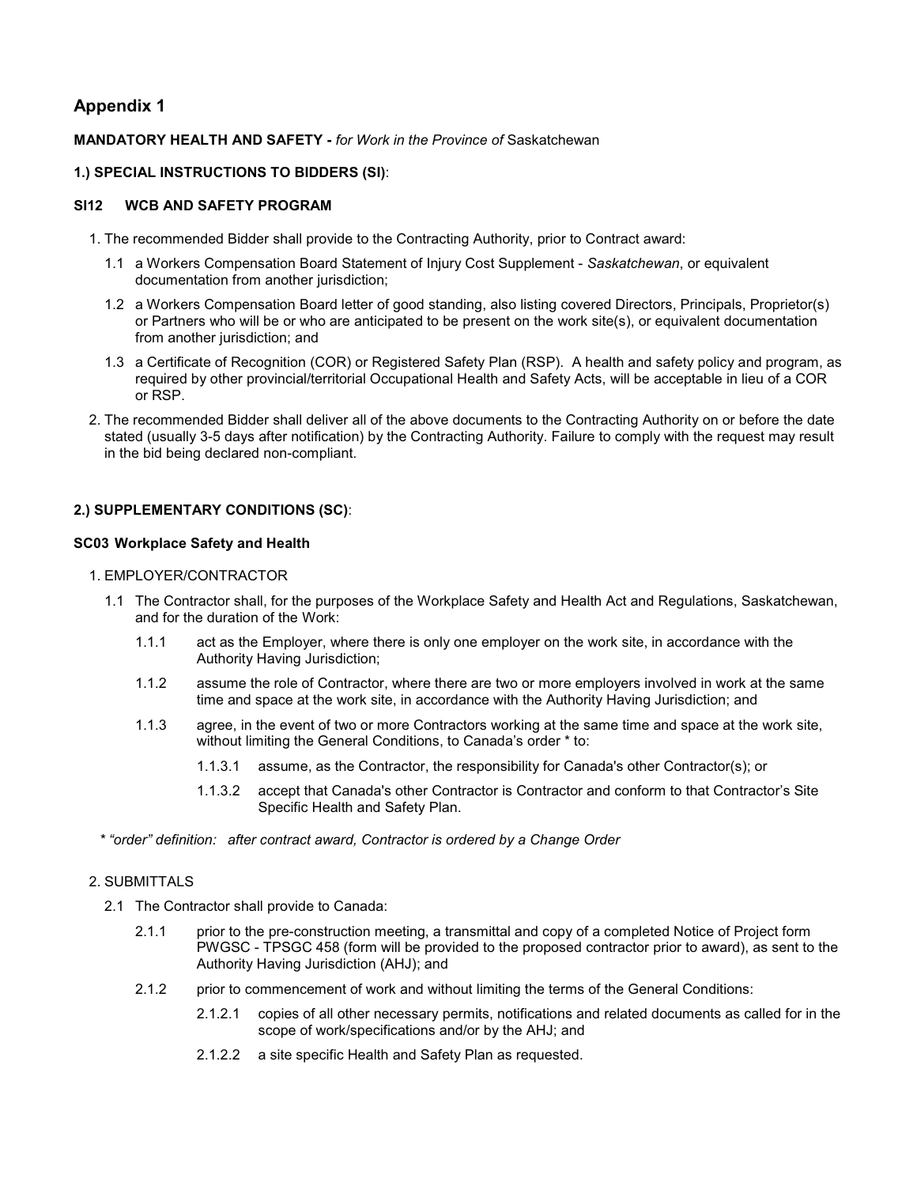## Appendix 1

**MANDATORY HEALTH AND SAFETY -** *for Work in the Province of* Saskatchewan

### 1.) SPECIAL INSTRUCTIONS TO BIDDERS (SI):

#### SI12 WCB AND SAFETY PROGRAM

1. The recommended Bidder shall provide to the Contracting Authority, prior to Contract award:
   - 1.1 a Workers Compensation Board Statement of Injury Cost Supplement - *Saskatchewan*, or equivalent documentation from another jurisdiction;
   - 1.2 a Workers Compensation Board letter of good standing, also listing covered Directors, Principals, Proprietor(s) or Partners who will be or who are anticipated to be present on the work site(s), or equivalent documentation from another jurisdiction; and
   - 1.3 a Certificate of Recognition (COR) or Registered Safety Plan (RSP). A health and safety policy and program, as required by other provincial/territorial Occupational Health and Safety Acts, will be acceptable in lieu of a COR or RSP.
2. The recommended Bidder shall deliver all of the above documents to the Contracting Authority on or before the date stated (usually 3-5 days after notification) by the Contracting Authority. Failure to comply with the request may result in the bid being declared non-compliant.

### 2.) SUPPLEMENTARY CONDITIONS (SC):

#### SC03 Workplace Safety and Health

1. EMPLOYER/CONTRACTOR
   - 1.1 The Contractor shall, for the purposes of the Workplace Safety and Health Act and Regulations, Saskatchewan, and for the duration of the Work:
     - 1.1.1 act as the Employer, where there is only one employer on the work site, in accordance with the Authority Having Jurisdiction;
     - 1.1.2 assume the role of Contractor, where there are two or more employers involved in work at the same time and space at the work site, in accordance with the Authority Having Jurisdiction; and
     - 1.1.3 agree, in the event of two or more Contractors working at the same time and space at the work site, without limiting the General Conditions, to Canada's order * to:
       - 1.1.3.1 assume, as the Contractor, the responsibility for Canada's other Contractor(s); or
       - 1.1.3.2 accept that Canada's other Contractor is Contractor and conform to that Contractor's Site Specific Health and Safety Plan.

\* *"order" definition: after contract award, Contractor is ordered by a Change Order*

2. SUBMITTALS
   - 2.1 The Contractor shall provide to Canada:
     - 2.1.1 prior to the pre-construction meeting, a transmittal and copy of a completed Notice of Project form PWGSC - TPSGC 458 (form will be provided to the proposed contractor prior to award), as sent to the Authority Having Jurisdiction (AHJ); and
     - 2.1.2 prior to commencement of work and without limiting the terms of the General Conditions:
       - 2.1.2.1 copies of all other necessary permits, notifications and related documents as called for in the scope of work/specifications and/or by the AHJ; and
       - 2.1.2.2 a site specific Health and Safety Plan as requested.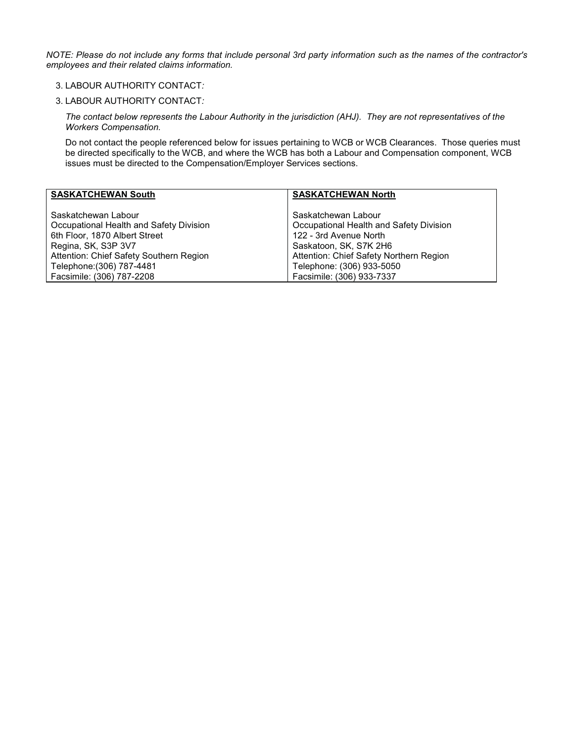*NOTE: Please do not include any forms that include personal 3rd party information such as the names of the contractor's employees and their related claims information.*

3. LABOUR AUTHORITY CONTACT*:*

3. LABOUR AUTHORITY CONTACT*:*

*The contact below represents the Labour Authority in the jurisdiction (AHJ). They are not representatives of the Workers Compensation.*

Do not contact the people referenced below for issues pertaining to WCB or WCB Clearances. Those queries must be directed specifically to the WCB, and where the WCB has both a Labour and Compensation component, WCB issues must be directed to the Compensation/Employer Services sections.

| **SASKATCHEWAN South** | **SASKATCHEWAN North** |
|---|---|
| Saskatchewan Labour<br>Occupational Health and Safety Division<br>6th Floor, 1870 Albert Street<br>Regina, SK, S3P 3V7<br>Attention: Chief Safety Southern Region<br>Telephone:(306) 787-4481<br>Facsimile: (306) 787-2208 | Saskatchewan Labour<br>Occupational Health and Safety Division<br>122 - 3rd Avenue North<br>Saskatoon, SK, S7K 2H6<br>Attention: Chief Safety Northern Region<br>Telephone: (306) 933-5050<br>Facsimile: (306) 933-7337 |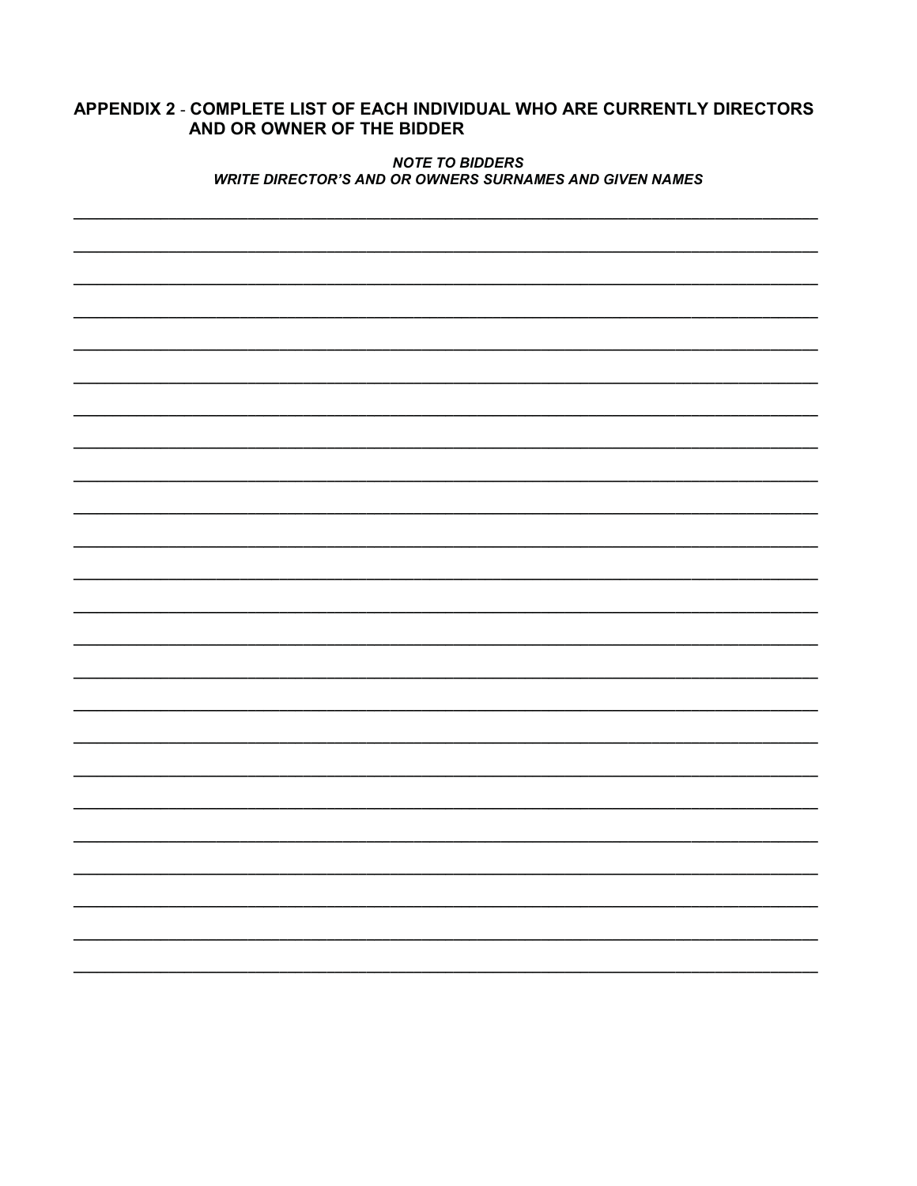## APPENDIX 2 - COMPLETE LIST OF EACH INDIVIDUAL WHO ARE CURRENTLY DIRECTORS AND OR OWNER OF THE BIDDER

***NOTE TO BIDDERS***
***WRITE DIRECTOR'S AND OR OWNERS SURNAMES AND GIVEN NAMES***

______________________________________________________________________________

______________________________________________________________________________

______________________________________________________________________________

______________________________________________________________________________

______________________________________________________________________________

______________________________________________________________________________

______________________________________________________________________________

______________________________________________________________________________

______________________________________________________________________________

______________________________________________________________________________

______________________________________________________________________________

______________________________________________________________________________

______________________________________________________________________________

______________________________________________________________________________

______________________________________________________________________________

______________________________________________________________________________

______________________________________________________________________________

______________________________________________________________________________

______________________________________________________________________________

______________________________________________________________________________

______________________________________________________________________________

______________________________________________________________________________

______________________________________________________________________________

______________________________________________________________________________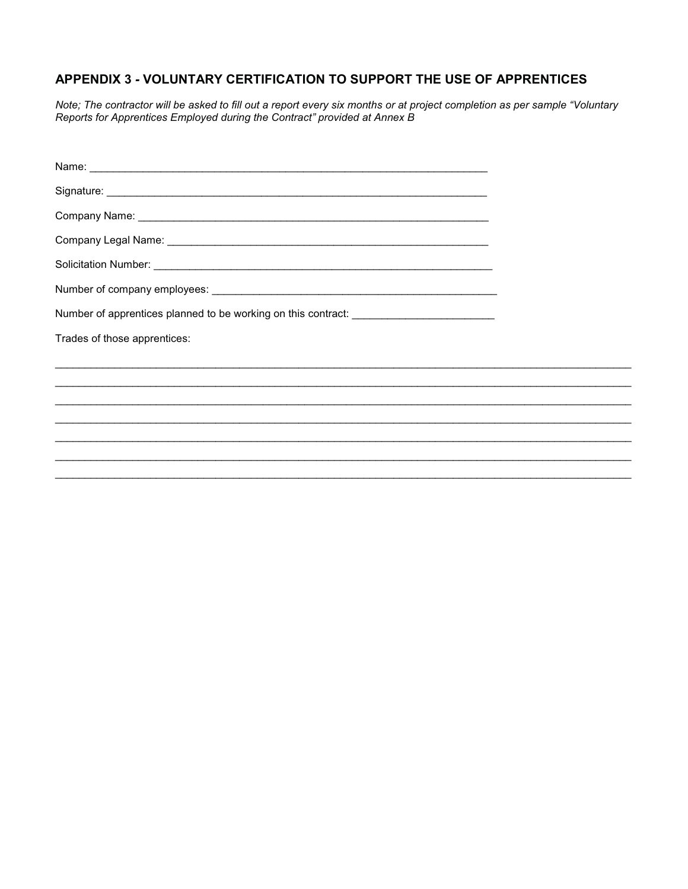## APPENDIX 3 - VOLUNTARY CERTIFICATION TO SUPPORT THE USE OF APPRENTICES

*Note; The contractor will be asked to fill out a report every six months or at project completion as per sample "Voluntary Reports for Apprentices Employed during the Contract" provided at Annex B*

Name: ____________________________________________________________________

Signature: _________________________________________________________________

Company Name: _____________________________________________________________

Company Legal Name: ________________________________________________________

Solicitation Number: _________________________________________________________

Number of company employees: ________________________________________________

Number of apprentices planned to be working on this contract: _______________________

Trades of those apprentices:

______________________________________________________________________________________________

______________________________________________________________________________________________

______________________________________________________________________________________________

______________________________________________________________________________________________

______________________________________________________________________________________________

______________________________________________________________________________________________

______________________________________________________________________________________________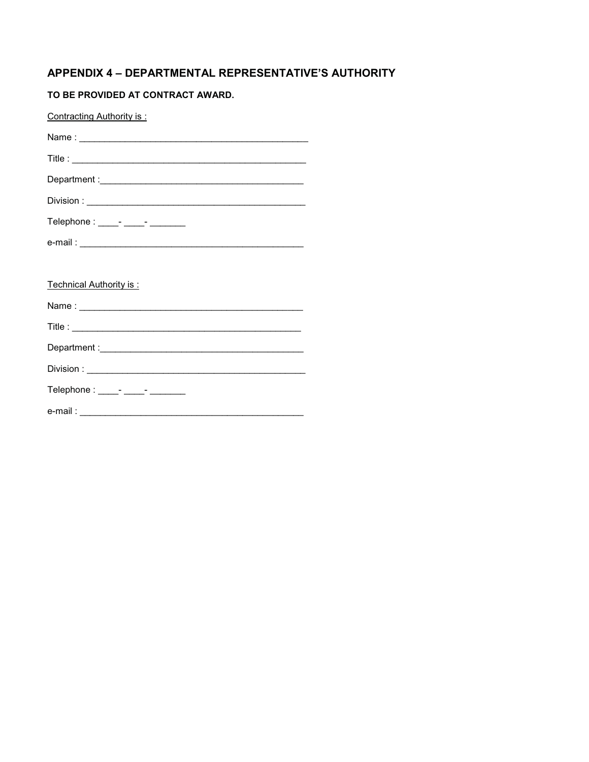## APPENDIX 4 – DEPARTMENTAL REPRESENTATIVE'S AUTHORITY

**TO BE PROVIDED AT CONTRACT AWARD.**

Contracting Authority is :

Name : _______________________________________________

Title : _______________________________________________

Department :__________________________________________

Division : _____________________________________________

Telephone : ____- ____- _______

e-mail : _______________________________________________

Technical Authority is :

Name : _______________________________________________

Title : _______________________________________________

Department :__________________________________________

Division : _____________________________________________

Telephone : ____- ____- _______

e-mail : _______________________________________________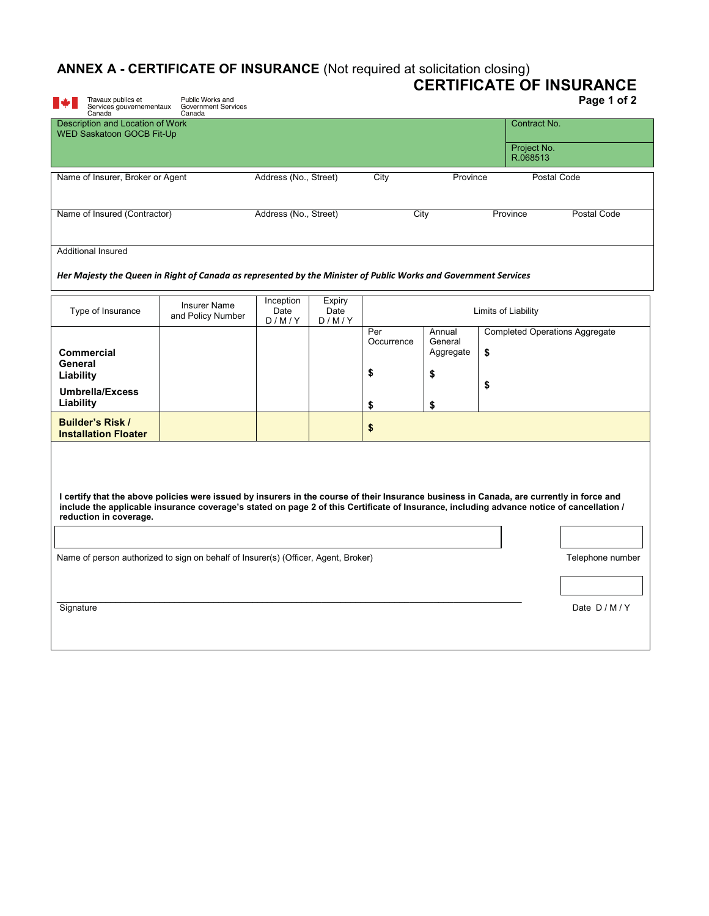# ANNEX A - CERTIFICATE OF INSURANCE (Not required at solicitation closing)

## CERTIFICATE OF INSURANCE

**Page 1 of 2**

Travaux publics et Services gouvernementaux Canada | Public Works and Government Services Canada

| Description and Location of Work | Contract No. |
|---|---|
| WED Saskatoon GOCB Fit-Up | Project No. R.068513 |

| Name of Insurer, Broker or Agent | Address (No., Street) | City | Province | Postal Code |
|---|---|---|---|---|
| | | | | |

| Name of Insured (Contractor) | Address (No., Street) | City | Province | Postal Code |
|---|---|---|---|---|
| | | | | |

Additional Insured

***Her Majesty the Queen in Right of Canada as represented by the Minister of Public Works and Government Services***

| Type of Insurance | Insurer Name and Policy Number | Inception Date D / M / Y | Expiry Date D / M / Y | Limits of Liability | | |
|---|---|---|---|---|---|---|
| | | | | Per Occurrence | Annual General Aggregate | Completed Operations Aggregate |
| **Commercial General Liability** | | | | $ | $ | $ |
| **Umbrella/Excess Liability** | | | | $ | $ | $ |
| **Builder's Risk / Installation Floater** | | | | $ | | |

**I certify that the above policies were issued by insurers in the course of their Insurance business in Canada, are currently in force and include the applicable insurance coverage's stated on page 2 of this Certificate of Insurance, including advance notice of cancellation / reduction in coverage.**

Name of person authorized to sign on behalf of Insurer(s) (Officer, Agent, Broker) ____________________ Telephone number ____________

Signature ____________________ Date D / M / Y ____________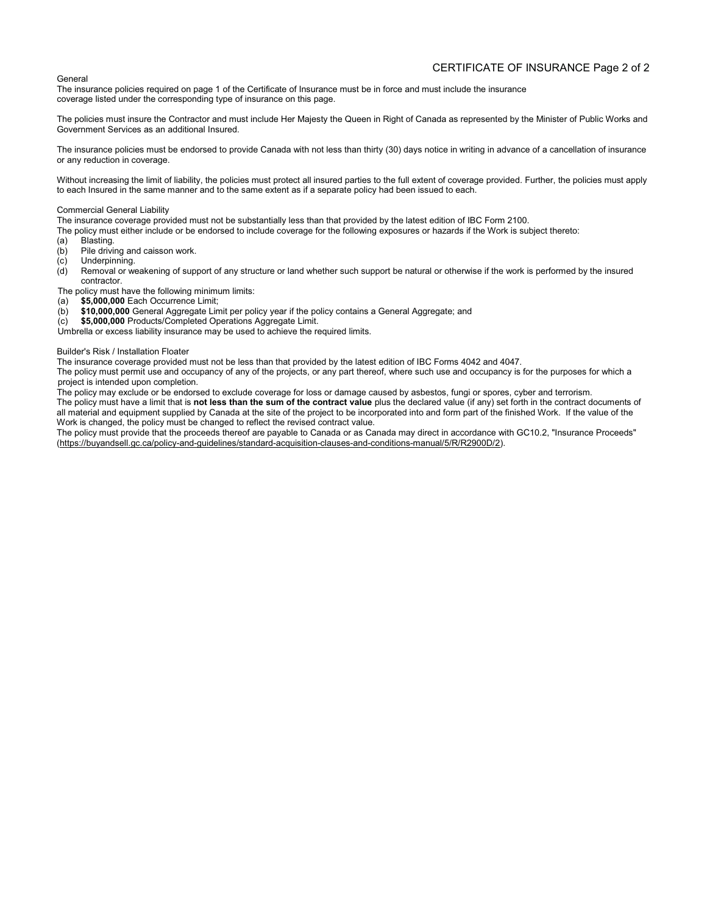# CERTIFICATE OF INSURANCE Page 2 of 2

## General

The insurance policies required on page 1 of the Certificate of Insurance must be in force and must include the insurance coverage listed under the corresponding type of insurance on this page.

The policies must insure the Contractor and must include Her Majesty the Queen in Right of Canada as represented by the Minister of Public Works and Government Services as an additional Insured.

The insurance policies must be endorsed to provide Canada with not less than thirty (30) days notice in writing in advance of a cancellation of insurance or any reduction in coverage.

Without increasing the limit of liability, the policies must protect all insured parties to the full extent of coverage provided. Further, the policies must apply to each Insured in the same manner and to the same extent as if a separate policy had been issued to each.

## Commercial General Liability

The insurance coverage provided must not be substantially less than that provided by the latest edition of IBC Form 2100.

The policy must either include or be endorsed to include coverage for the following exposures or hazards if the Work is subject thereto:

(a) Blasting.

(b) Pile driving and caisson work.

(c) Underpinning.

(d) Removal or weakening of support of any structure or land whether such support be natural or otherwise if the work is performed by the insured contractor.

The policy must have the following minimum limits:

(a) **$5,000,000** Each Occurrence Limit;

(b) **$10,000,000** General Aggregate Limit per policy year if the policy contains a General Aggregate; and

(c) **$5,000,000** Products/Completed Operations Aggregate Limit.

Umbrella or excess liability insurance may be used to achieve the required limits.

## Builder's Risk / Installation Floater

The insurance coverage provided must not be less than that provided by the latest edition of IBC Forms 4042 and 4047.

The policy must permit use and occupancy of any of the projects, or any part thereof, where such use and occupancy is for the purposes for which a project is intended upon completion.

The policy may exclude or be endorsed to exclude coverage for loss or damage caused by asbestos, fungi or spores, cyber and terrorism.

The policy must have a limit that is **not less than the sum of the contract value** plus the declared value (if any) set forth in the contract documents of all material and equipment supplied by Canada at the site of the project to be incorporated into and form part of the finished Work. If the value of the Work is changed, the policy must be changed to reflect the revised contract value.

The policy must provide that the proceeds thereof are payable to Canada or as Canada may direct in accordance with GC10.2, "Insurance Proceeds" (https://buyandsell.gc.ca/policy-and-guidelines/standard-acquisition-clauses-and-conditions-manual/5/R/R2900D/2).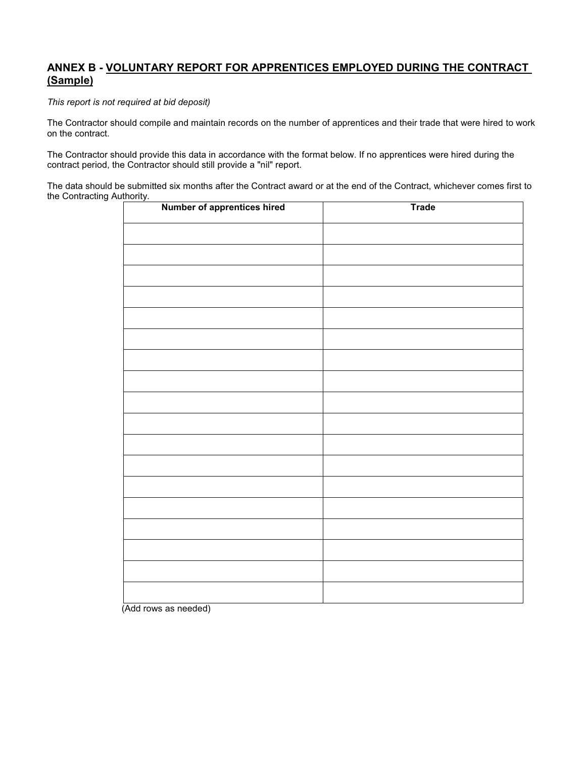## ANNEX B - VOLUNTARY REPORT FOR APPRENTICES EMPLOYED DURING THE CONTRACT (Sample)

*This report is not required at bid deposit)*

The Contractor should compile and maintain records on the number of apprentices and their trade that were hired to work on the contract.

The Contractor should provide this data in accordance with the format below. If no apprentices were hired during the contract period, the Contractor should still provide a "nil" report.

The data should be submitted six months after the Contract award or at the end of the Contract, whichever comes first to the Contracting Authority.

| Number of apprentices hired | Trade |
|---|---|
| | |
| | |
| | |
| | |
| | |
| | |
| | |
| | |
| | |
| | |
| | |
| | |
| | |
| | |
| | |
| | |
| | |
| | |

(Add rows as needed)